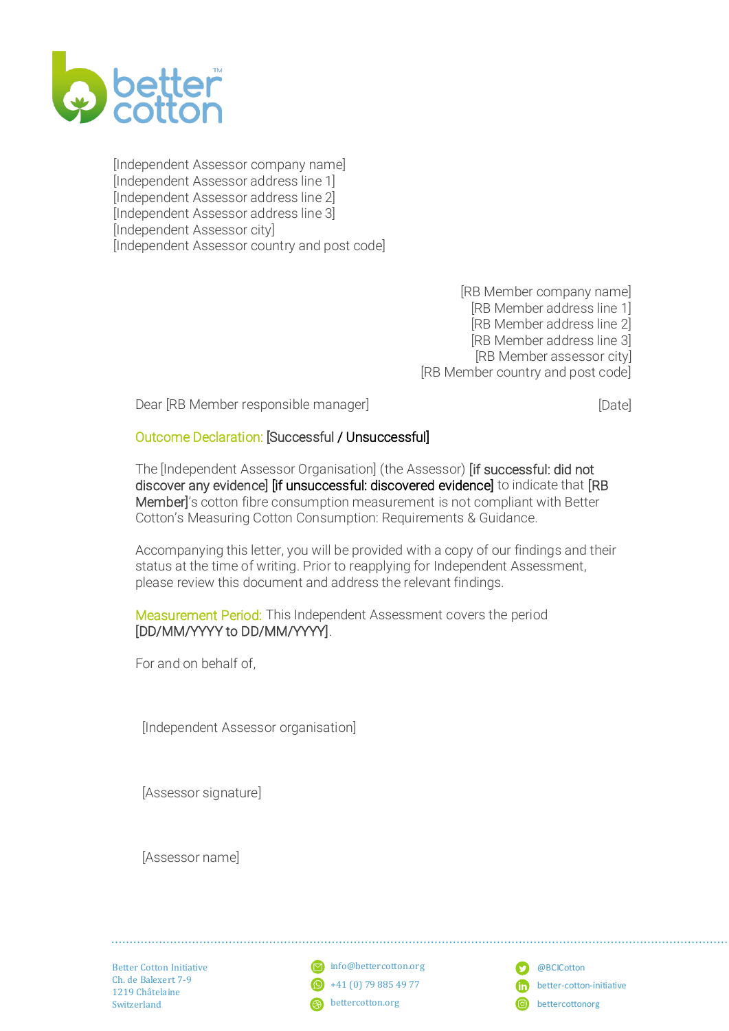[Independent Assessor company name]
[Independent Assessor address line 1]
[Independent Assessor address line 2]
[Independent Assessor address line 3]
[Independent Assessor city]
[Independent Assessor country and post code]

[RB Member company name]
[RB Member address line 1]
[RB Member address line 2]
[RB Member address line 3]
[RB Member assessor city]
[RB Member country and post code]

Dear [RB Member responsible manager] [Date]

Outcome Declaration: [Successful / Unsuccessful]

The [Independent Assessor Organisation] (the Assessor) [if successful: did not discover any evidence] [if unsuccessful: discovered evidence] to indicate that [RB Member]'s cotton fibre consumption measurement is not compliant with Better Cotton's Measuring Cotton Consumption: Requirements & Guidance.

Accompanying this letter, you will be provided with a copy of our findings and their status at the time of writing. Prior to reapplying for Independent Assessment, please review this document and address the relevant findings.

Measurement Period: This Independent Assessment covers the period [DD/MM/YYYY to DD/MM/YYYY].

For and on behalf of,

[Independent Assessor organisation]

[Assessor signature]

[Assessor name]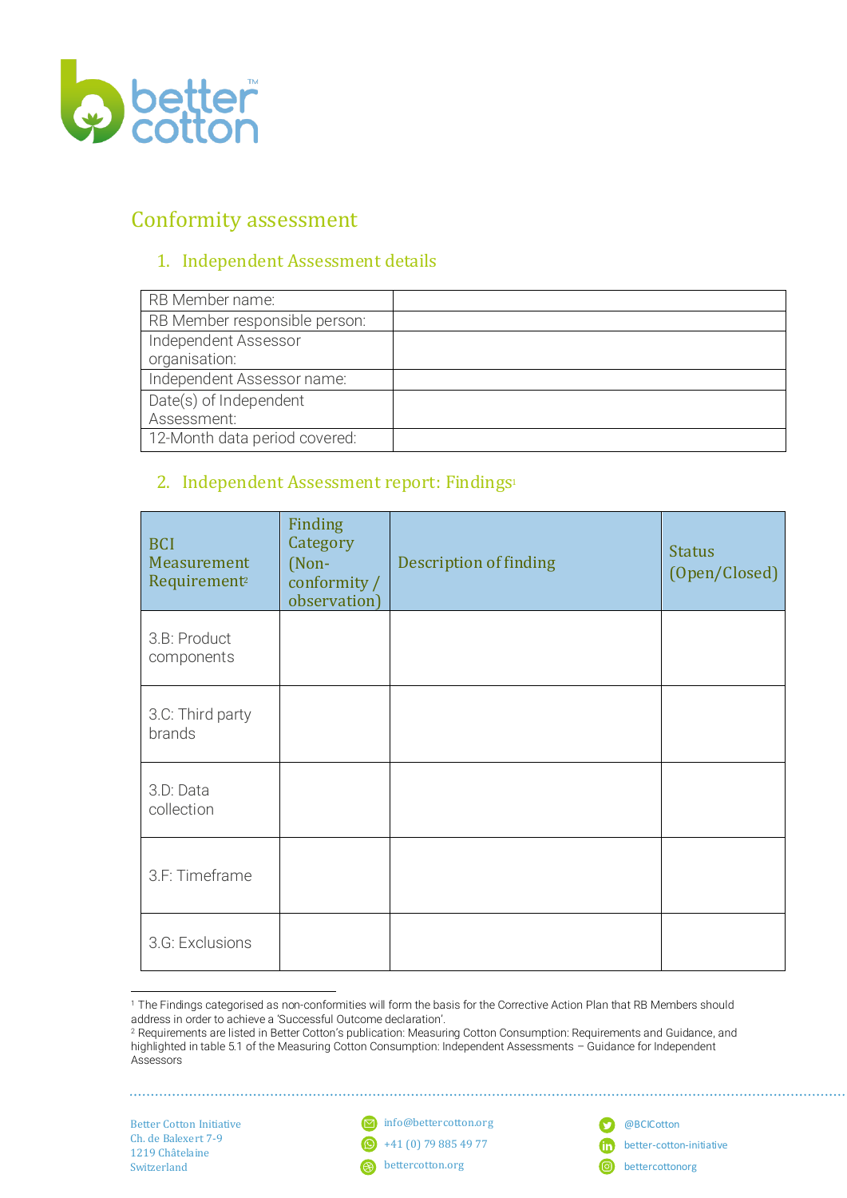# Conformity assessment

## 1. Independent Assessment details

| | |
|---|---|
| RB Member name: | |
| RB Member responsible person: | |
| Independent Assessor organisation: | |
| Independent Assessor name: | |
| Date(s) of Independent Assessment: | |
| 12-Month data period covered: | |

## 2. Independent Assessment report: Findings[1]

| BCI Measurement Requirement[2] | Finding Category (Non-conformity / observation) | Description of finding | Status (Open/Closed) |
|---|---|---|---|
| 3.B: Product components | | | |
| 3.C: Third party brands | | | |
| 3.D: Data collection | | | |
| 3.F: Timeframe | | | |
| 3.G: Exclusions | | | |

[1] The Findings categorised as non-conformities will form the basis for the Corrective Action Plan that RB Members should address in order to achieve a 'Successful Outcome declaration'.

[2] Requirements are listed in Better Cotton's publication: Measuring Cotton Consumption: Requirements and Guidance, and highlighted in table 5.1 of the Measuring Cotton Consumption: Independent Assessments – Guidance for Independent Assessors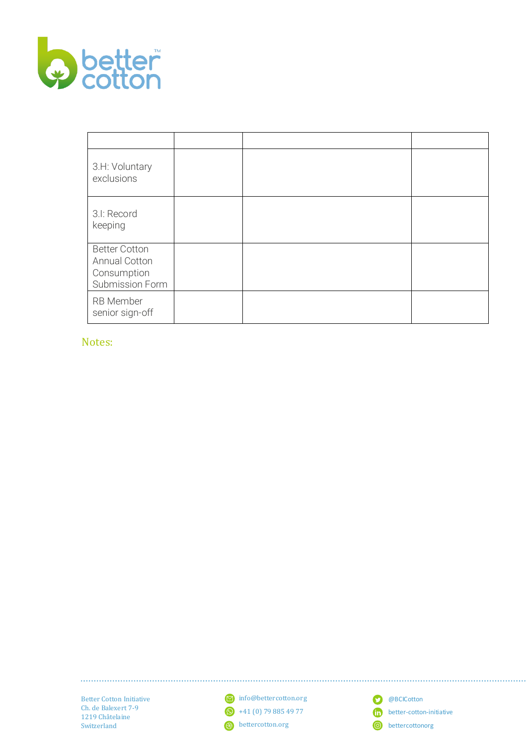| | | | |
|---|---|---|---|
| 3.H: Voluntary exclusions | | | |
| 3.I: Record keeping | | | |
| Better Cotton Annual Cotton Consumption Submission Form | | | |
| RB Member senior sign-off | | | |

Notes:

Better Cotton Initiative
Ch. de Balexert 7-9
1219 Châtelaine
Switzerland

info@bettercotton.org
+41 (0) 79 885 49 77
bettercotton.org

@BCICotton
better-cotton-initiative
bettercottonorg